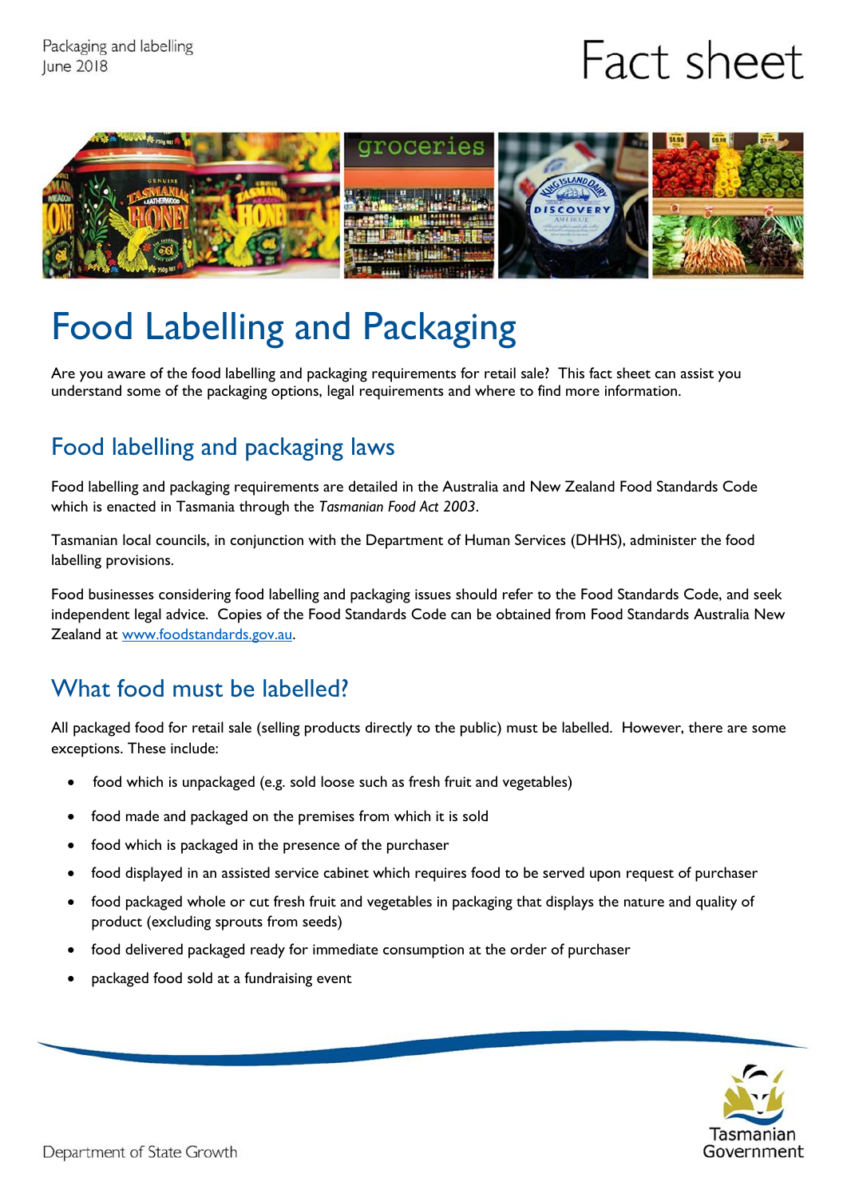# Food Labelling and Packaging

Are you aware of the food labelling and packaging requirements for retail sale? This fact sheet can assist you understand some of the packaging options, legal requirements and where to find more information.

## Food labelling and packaging laws

Food labelling and packaging requirements are detailed in the Australia and New Zealand Food Standards Code which is enacted in Tasmania through the *Tasmanian Food Act 2003*.

Tasmanian local councils, in conjunction with the Department of Human Services (DHHS), administer the food labelling provisions.

Food businesses considering food labelling and packaging issues should refer to the Food Standards Code, and seek independent legal advice. Copies of the Food Standards Code can be obtained from Food Standards Australia New Zealand at www.foodstandards.gov.au.

## What food must be labelled?

All packaged food for retail sale (selling products directly to the public) must be labelled. However, there are some exceptions. These include:

- food which is unpackaged (e.g. sold loose such as fresh fruit and vegetables)
- food made and packaged on the premises from which it is sold
- food which is packaged in the presence of the purchaser
- food displayed in an assisted service cabinet which requires food to be served upon request of purchaser
- food packaged whole or cut fresh fruit and vegetables in packaging that displays the nature and quality of product (excluding sprouts from seeds)
- food delivered packaged ready for immediate consumption at the order of purchaser
- packaged food sold at a fundraising event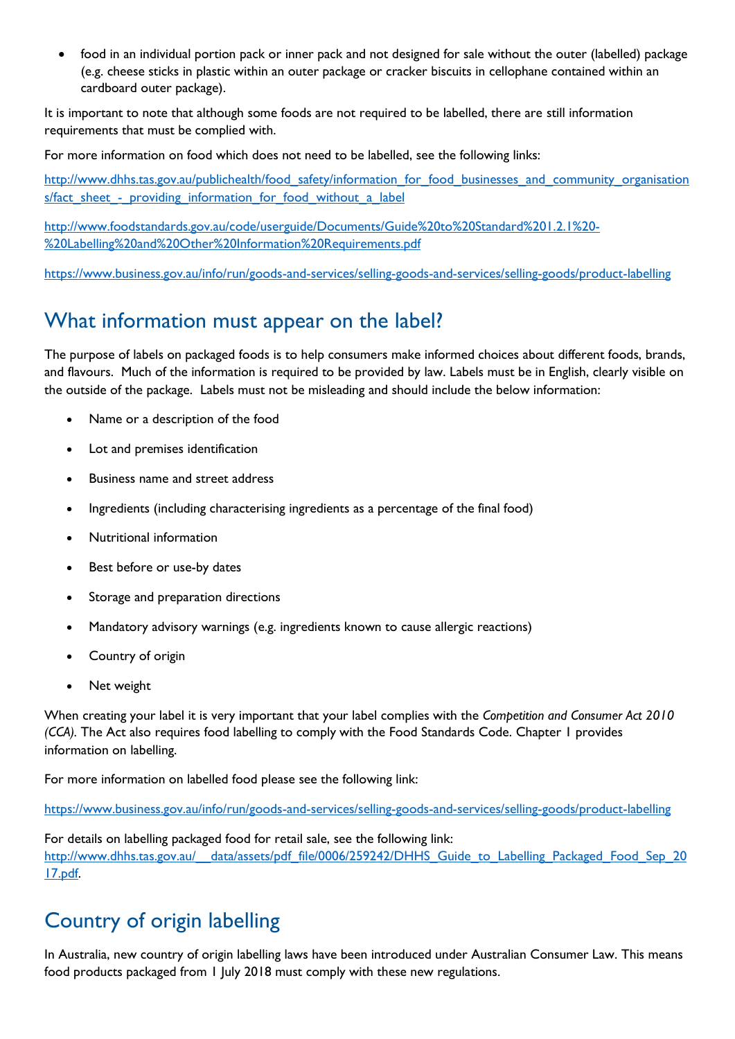- food in an individual portion pack or inner pack and not designed for sale without the outer (labelled) package (e.g. cheese sticks in plastic within an outer package or cracker biscuits in cellophane contained within an cardboard outer package).

It is important to note that although some foods are not required to be labelled, there are still information requirements that must be complied with.

For more information on food which does not need to be labelled, see the following links:

http://www.dhhs.tas.gov.au/publichealth/food_safety/information_for_food_businesses_and_community_organisations/fact_sheet_-_providing_information_for_food_without_a_label

http://www.foodstandards.gov.au/code/userguide/Documents/Guide%20to%20Standard%201.2.1%20-%20Labelling%20and%20Other%20Information%20Requirements.pdf

https://www.business.gov.au/info/run/goods-and-services/selling-goods-and-services/selling-goods/product-labelling

## What information must appear on the label?

The purpose of labels on packaged foods is to help consumers make informed choices about different foods, brands, and flavours. Much of the information is required to be provided by law. Labels must be in English, clearly visible on the outside of the package. Labels must not be misleading and should include the below information:

- Name or a description of the food
- Lot and premises identification
- Business name and street address
- Ingredients (including characterising ingredients as a percentage of the final food)
- Nutritional information
- Best before or use-by dates
- Storage and preparation directions
- Mandatory advisory warnings (e.g. ingredients known to cause allergic reactions)
- Country of origin
- Net weight

When creating your label it is very important that your label complies with the *Competition and Consumer Act 2010 (CCA).* The Act also requires food labelling to comply with the Food Standards Code. Chapter 1 provides information on labelling.

For more information on labelled food please see the following link:

https://www.business.gov.au/info/run/goods-and-services/selling-goods-and-services/selling-goods/product-labelling

For details on labelling packaged food for retail sale, see the following link:
http://www.dhhs.tas.gov.au/__data/assets/pdf_file/0006/259242/DHHS_Guide_to_Labelling_Packaged_Food_Sep_2017.pdf.

## Country of origin labelling

In Australia, new country of origin labelling laws have been introduced under Australian Consumer Law. This means food products packaged from 1 July 2018 must comply with these new regulations.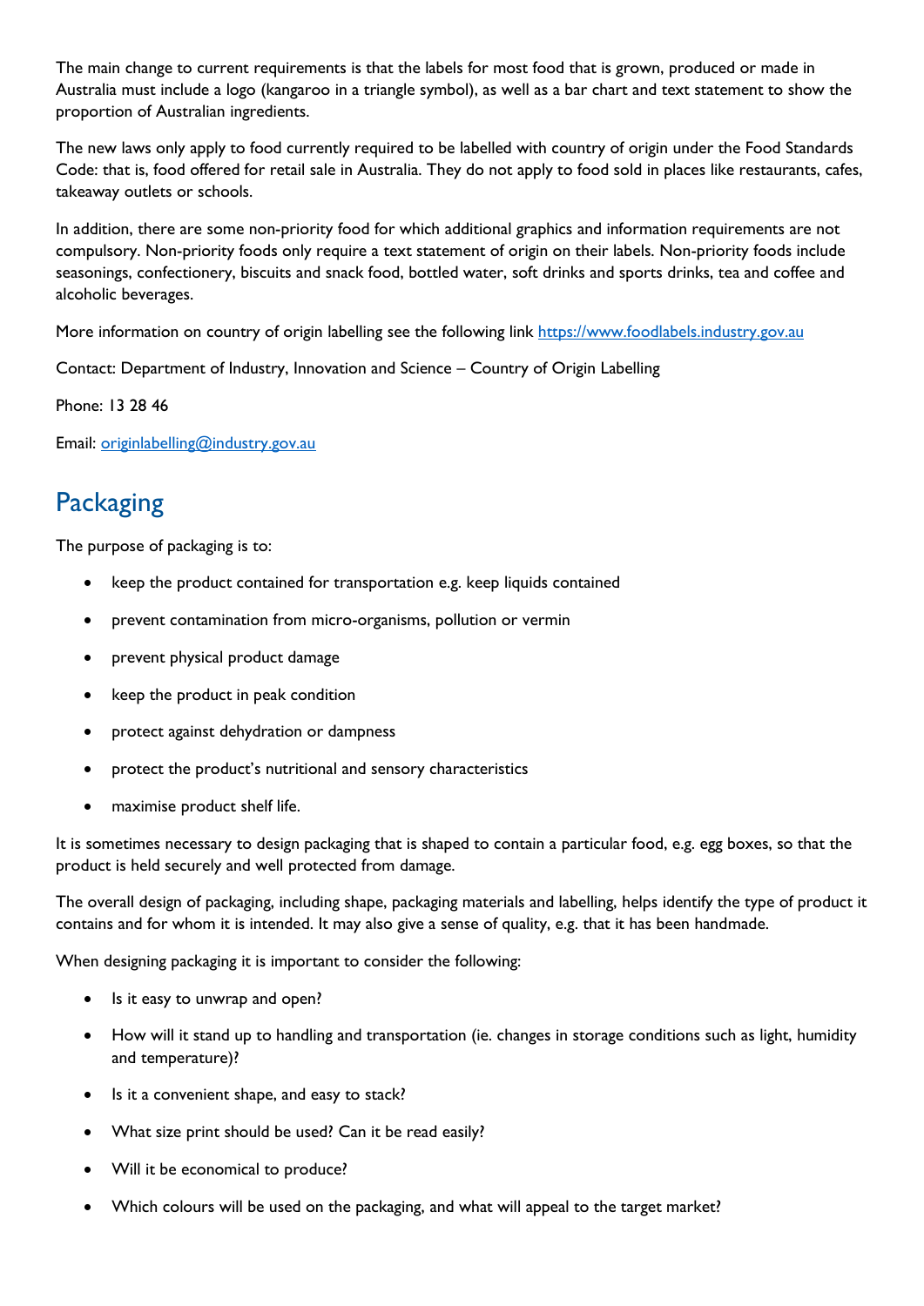The main change to current requirements is that the labels for most food that is grown, produced or made in Australia must include a logo (kangaroo in a triangle symbol), as well as a bar chart and text statement to show the proportion of Australian ingredients.

The new laws only apply to food currently required to be labelled with country of origin under the Food Standards Code: that is, food offered for retail sale in Australia. They do not apply to food sold in places like restaurants, cafes, takeaway outlets or schools.

In addition, there are some non-priority food for which additional graphics and information requirements are not compulsory. Non-priority foods only require a text statement of origin on their labels. Non-priority foods include seasonings, confectionery, biscuits and snack food, bottled water, soft drinks and sports drinks, tea and coffee and alcoholic beverages.

More information on country of origin labelling see the following link https://www.foodlabels.industry.gov.au

Contact: Department of Industry, Innovation and Science – Country of Origin Labelling

Phone: 13 28 46

Email: originlabelling@industry.gov.au

## Packaging

The purpose of packaging is to:

- keep the product contained for transportation e.g. keep liquids contained
- prevent contamination from micro-organisms, pollution or vermin
- prevent physical product damage
- keep the product in peak condition
- protect against dehydration or dampness
- protect the product's nutritional and sensory characteristics
- maximise product shelf life.

It is sometimes necessary to design packaging that is shaped to contain a particular food, e.g. egg boxes, so that the product is held securely and well protected from damage.

The overall design of packaging, including shape, packaging materials and labelling, helps identify the type of product it contains and for whom it is intended. It may also give a sense of quality, e.g. that it has been handmade.

When designing packaging it is important to consider the following:

- Is it easy to unwrap and open?
- How will it stand up to handling and transportation (ie. changes in storage conditions such as light, humidity and temperature)?
- Is it a convenient shape, and easy to stack?
- What size print should be used? Can it be read easily?
- Will it be economical to produce?
- Which colours will be used on the packaging, and what will appeal to the target market?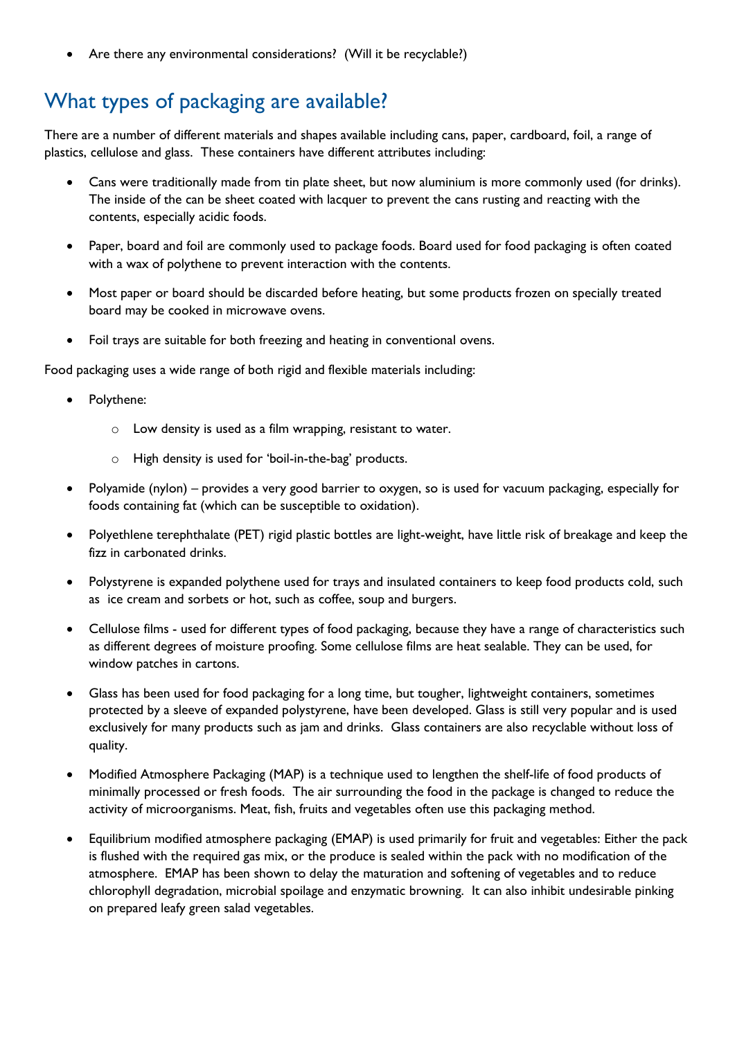- Are there any environmental considerations? (Will it be recyclable?)

## What types of packaging are available?

There are a number of different materials and shapes available including cans, paper, cardboard, foil, a range of plastics, cellulose and glass. These containers have different attributes including:

- Cans were traditionally made from tin plate sheet, but now aluminium is more commonly used (for drinks). The inside of the can be sheet coated with lacquer to prevent the cans rusting and reacting with the contents, especially acidic foods.
- Paper, board and foil are commonly used to package foods. Board used for food packaging is often coated with a wax of polythene to prevent interaction with the contents.
- Most paper or board should be discarded before heating, but some products frozen on specially treated board may be cooked in microwave ovens.
- Foil trays are suitable for both freezing and heating in conventional ovens.

Food packaging uses a wide range of both rigid and flexible materials including:

- Polythene:
  - Low density is used as a film wrapping, resistant to water.
  - High density is used for 'boil-in-the-bag' products.
- Polyamide (nylon) – provides a very good barrier to oxygen, so is used for vacuum packaging, especially for foods containing fat (which can be susceptible to oxidation).
- Polyethlene terephthalate (PET) rigid plastic bottles are light-weight, have little risk of breakage and keep the fizz in carbonated drinks.
- Polystyrene is expanded polythene used for trays and insulated containers to keep food products cold, such as ice cream and sorbets or hot, such as coffee, soup and burgers.
- Cellulose films - used for different types of food packaging, because they have a range of characteristics such as different degrees of moisture proofing. Some cellulose films are heat sealable. They can be used, for window patches in cartons.
- Glass has been used for food packaging for a long time, but tougher, lightweight containers, sometimes protected by a sleeve of expanded polystyrene, have been developed. Glass is still very popular and is used exclusively for many products such as jam and drinks. Glass containers are also recyclable without loss of quality.
- Modified Atmosphere Packaging (MAP) is a technique used to lengthen the shelf-life of food products of minimally processed or fresh foods. The air surrounding the food in the package is changed to reduce the activity of microorganisms. Meat, fish, fruits and vegetables often use this packaging method.
- Equilibrium modified atmosphere packaging (EMAP) is used primarily for fruit and vegetables: Either the pack is flushed with the required gas mix, or the produce is sealed within the pack with no modification of the atmosphere. EMAP has been shown to delay the maturation and softening of vegetables and to reduce chlorophyll degradation, microbial spoilage and enzymatic browning. It can also inhibit undesirable pinking on prepared leafy green salad vegetables.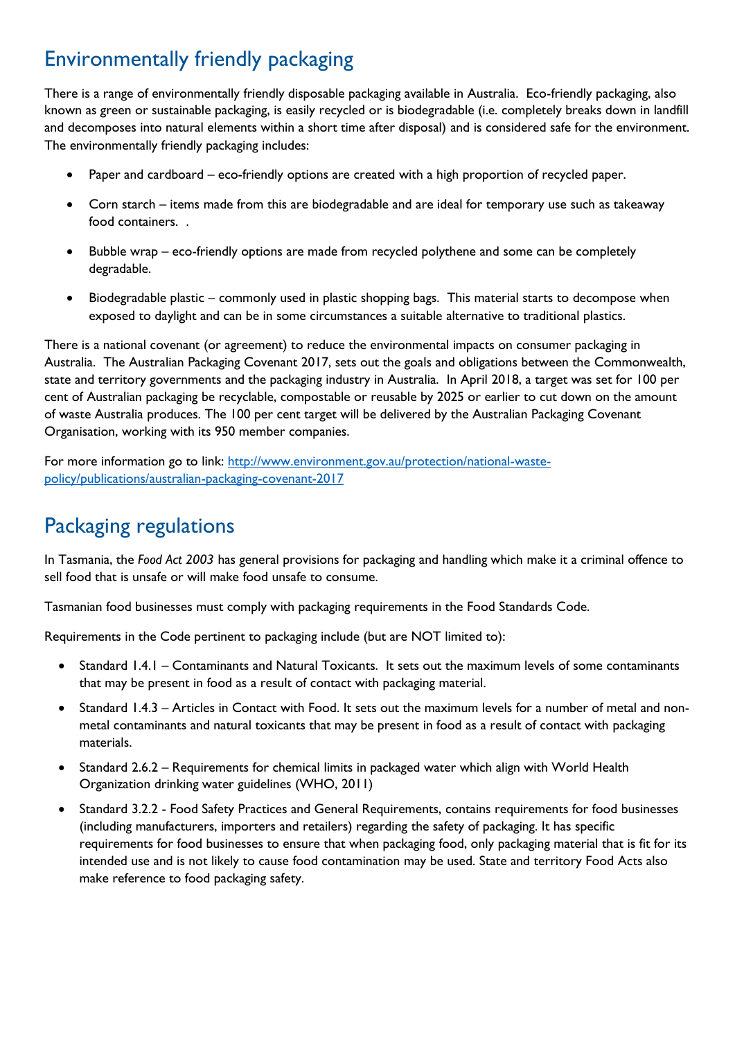## Environmentally friendly packaging

There is a range of environmentally friendly disposable packaging available in Australia. Eco-friendly packaging, also known as green or sustainable packaging, is easily recycled or is biodegradable (i.e. completely breaks down in landfill and decomposes into natural elements within a short time after disposal) and is considered safe for the environment. The environmentally friendly packaging includes:

- Paper and cardboard – eco-friendly options are created with a high proportion of recycled paper.
- Corn starch – items made from this are biodegradable and are ideal for temporary use such as takeaway food containers. .
- Bubble wrap – eco-friendly options are made from recycled polythene and some can be completely degradable.
- Biodegradable plastic – commonly used in plastic shopping bags. This material starts to decompose when exposed to daylight and can be in some circumstances a suitable alternative to traditional plastics.

There is a national covenant (or agreement) to reduce the environmental impacts on consumer packaging in Australia. The Australian Packaging Covenant 2017, sets out the goals and obligations between the Commonwealth, state and territory governments and the packaging industry in Australia. In April 2018, a target was set for 100 per cent of Australian packaging be recyclable, compostable or reusable by 2025 or earlier to cut down on the amount of waste Australia produces. The 100 per cent target will be delivered by the Australian Packaging Covenant Organisation, working with its 950 member companies.

For more information go to link: [http://www.environment.gov.au/protection/national-waste-policy/publications/australian-packaging-covenant-2017](http://www.environment.gov.au/protection/national-waste-policy/publications/australian-packaging-covenant-2017)

## Packaging regulations

In Tasmania, the *Food Act 2003* has general provisions for packaging and handling which make it a criminal offence to sell food that is unsafe or will make food unsafe to consume.

Tasmanian food businesses must comply with packaging requirements in the Food Standards Code.

Requirements in the Code pertinent to packaging include (but are NOT limited to):

- Standard 1.4.1 – Contaminants and Natural Toxicants. It sets out the maximum levels of some contaminants that may be present in food as a result of contact with packaging material.
- Standard 1.4.3 – Articles in Contact with Food. It sets out the maximum levels for a number of metal and non-metal contaminants and natural toxicants that may be present in food as a result of contact with packaging materials.
- Standard 2.6.2 – Requirements for chemical limits in packaged water which align with World Health Organization drinking water guidelines (WHO, 2011)
- Standard 3.2.2 - Food Safety Practices and General Requirements, contains requirements for food businesses (including manufacturers, importers and retailers) regarding the safety of packaging. It has specific requirements for food businesses to ensure that when packaging food, only packaging material that is fit for its intended use and is not likely to cause food contamination may be used. State and territory Food Acts also make reference to food packaging safety.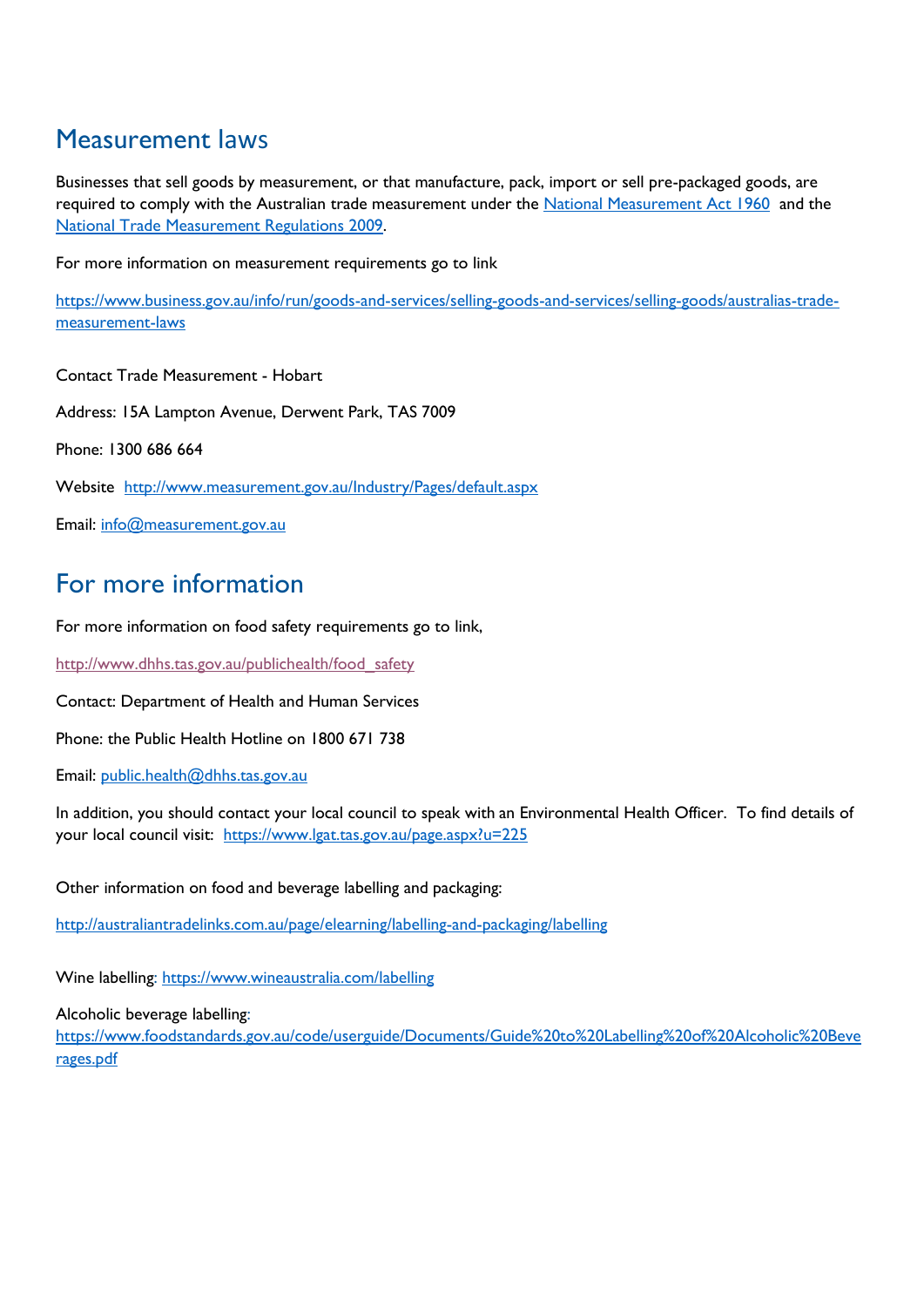## Measurement laws

Businesses that sell goods by measurement, or that manufacture, pack, import or sell pre-packaged goods, are required to comply with the Australian trade measurement under the National Measurement Act 1960 and the National Trade Measurement Regulations 2009.

For more information on measurement requirements go to link

https://www.business.gov.au/info/run/goods-and-services/selling-goods-and-services/selling-goods/australias-trade-measurement-laws

Contact Trade Measurement - Hobart

Address: 15A Lampton Avenue, Derwent Park, TAS 7009

Phone: 1300 686 664

Website http://www.measurement.gov.au/Industry/Pages/default.aspx

Email: info@measurement.gov.au

## For more information

For more information on food safety requirements go to link,

http://www.dhhs.tas.gov.au/publichealth/food_safety

Contact: Department of Health and Human Services

Phone: the Public Health Hotline on 1800 671 738

Email: public.health@dhhs.tas.gov.au

In addition, you should contact your local council to speak with an Environmental Health Officer. To find details of your local council visit: https://www.lgat.tas.gov.au/page.aspx?u=225

Other information on food and beverage labelling and packaging:

http://australiantradelinks.com.au/page/elearning/labelling-and-packaging/labelling

Wine labelling: https://www.wineaustralia.com/labelling

Alcoholic beverage labelling:
https://www.foodstandards.gov.au/code/userguide/Documents/Guide%20to%20Labelling%20of%20Alcoholic%20Beverages.pdf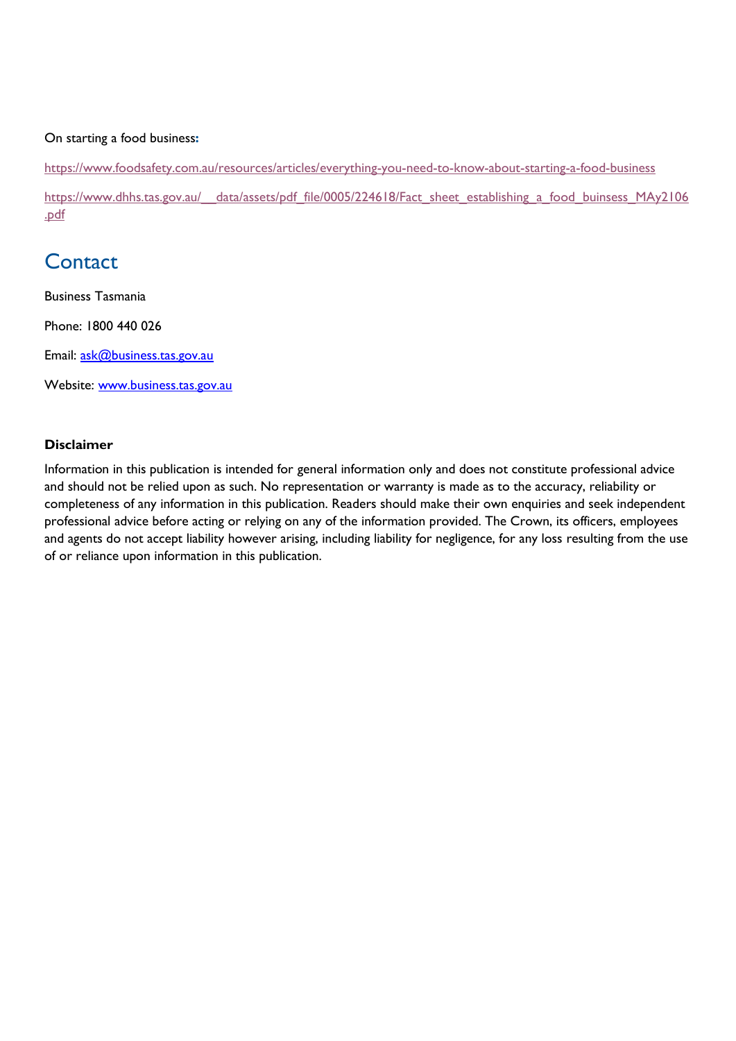On starting a food business:

https://www.foodsafety.com.au/resources/articles/everything-you-need-to-know-about-starting-a-food-business

https://www.dhhs.tas.gov.au/__data/assets/pdf_file/0005/224618/Fact_sheet_establishing_a_food_buinsess_MAy2106.pdf

## Contact

Business Tasmania

Phone: 1800 440 026

Email: ask@business.tas.gov.au

Website: www.business.tas.gov.au

**Disclaimer**

Information in this publication is intended for general information only and does not constitute professional advice and should not be relied upon as such. No representation or warranty is made as to the accuracy, reliability or completeness of any information in this publication. Readers should make their own enquiries and seek independent professional advice before acting or relying on any of the information provided. The Crown, its officers, employees and agents do not accept liability however arising, including liability for negligence, for any loss resulting from the use of or reliance upon information in this publication.